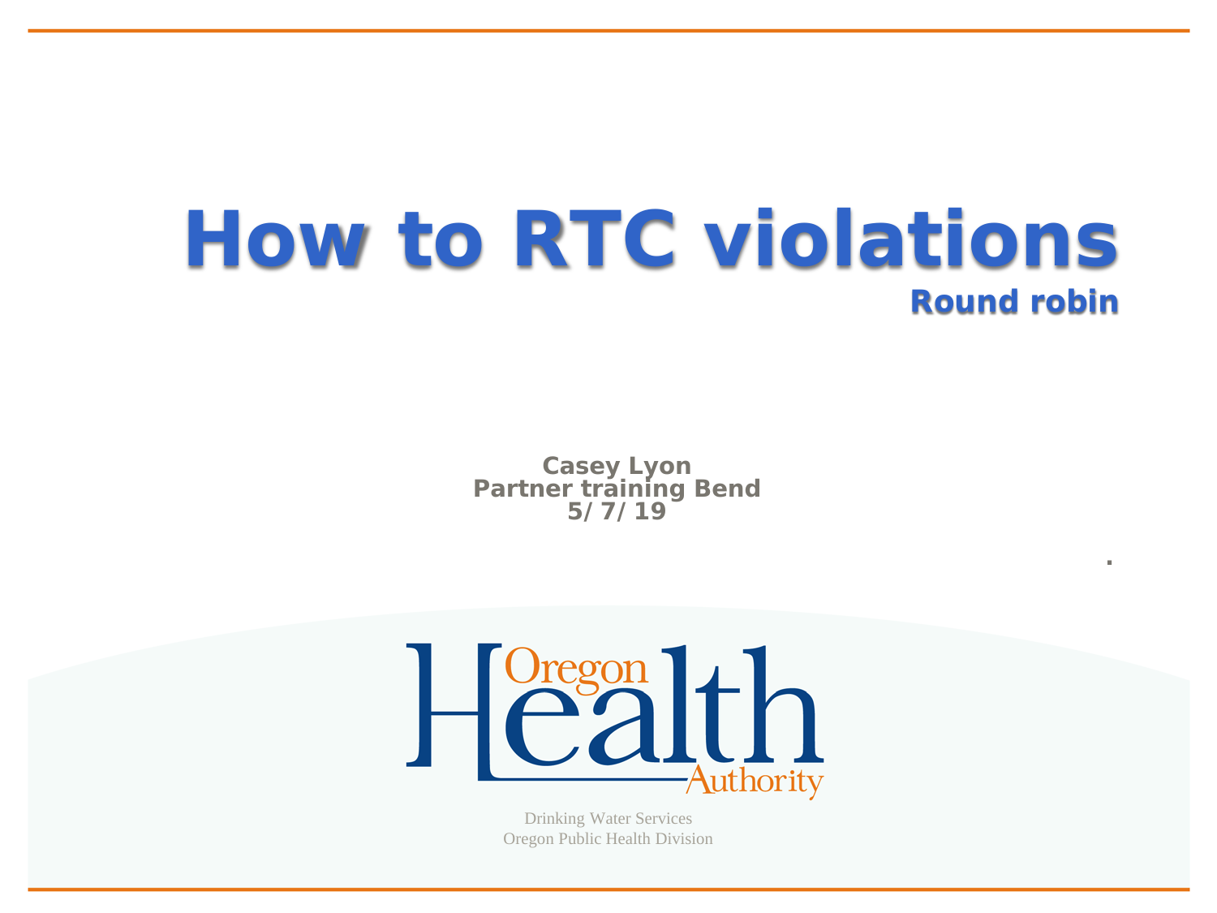# How to RTC violations

## Round robin

**Casey Lyon**
**Partner training Bend**
**5/ 7/ 19**

Oregon Health Authority

Drinking Water Services
Oregon Public Health Division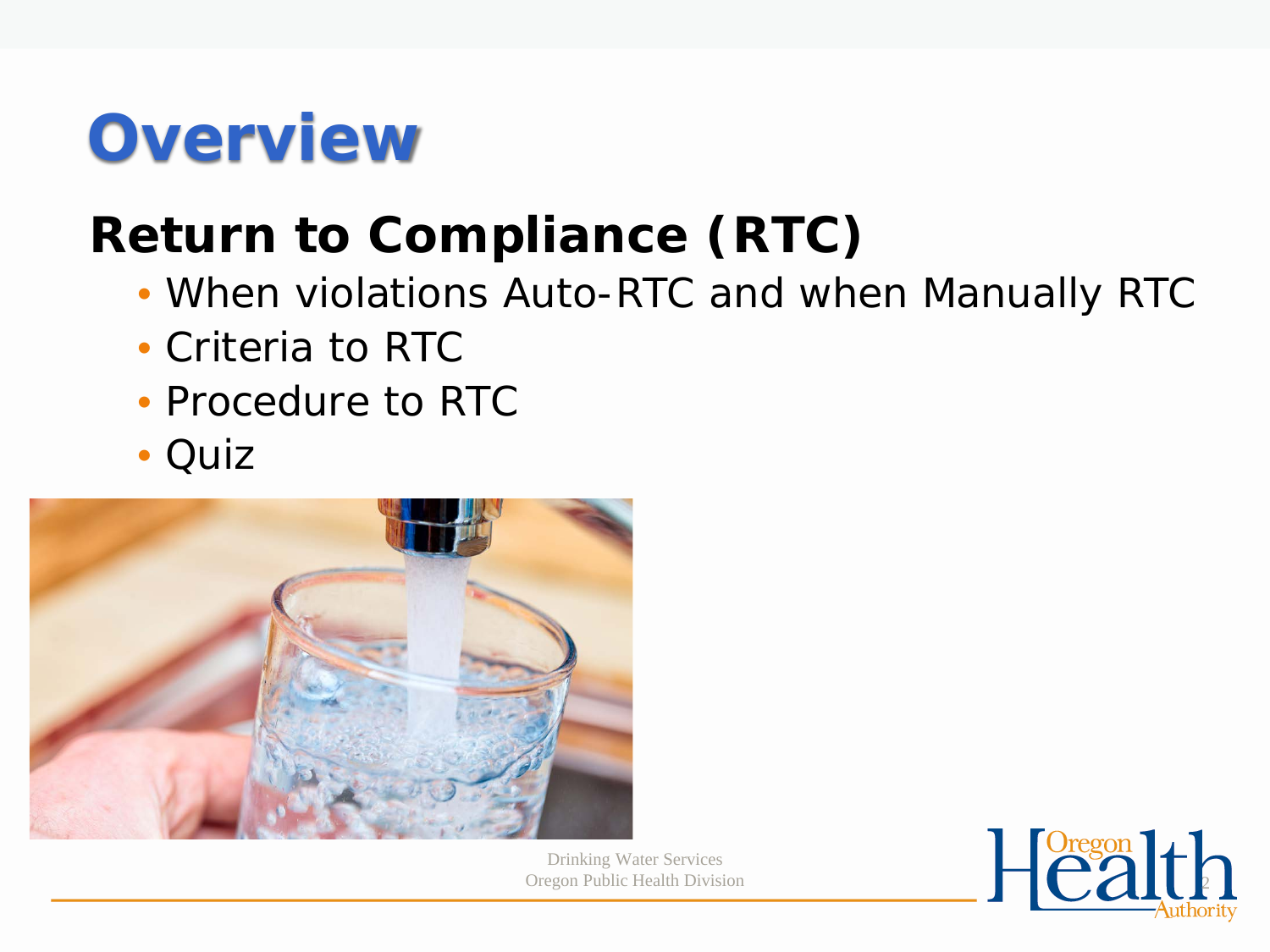# Overview

## Return to Compliance (RTC)

- When violations Auto-RTC and when Manually RTC
- Criteria to RTC
- Procedure to RTC
- Quiz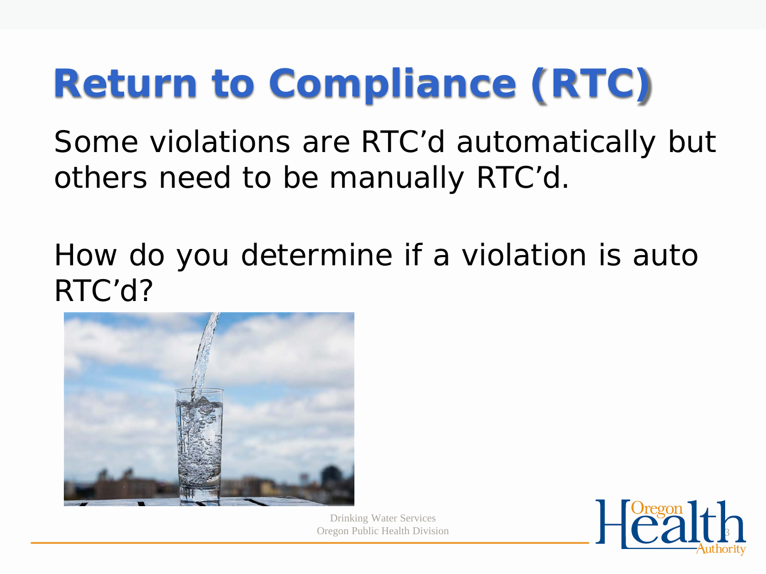# Return to Compliance (RTC)

Some violations are RTC'd automatically but others need to be manually RTC'd.

How do you determine if a violation is auto RTC'd?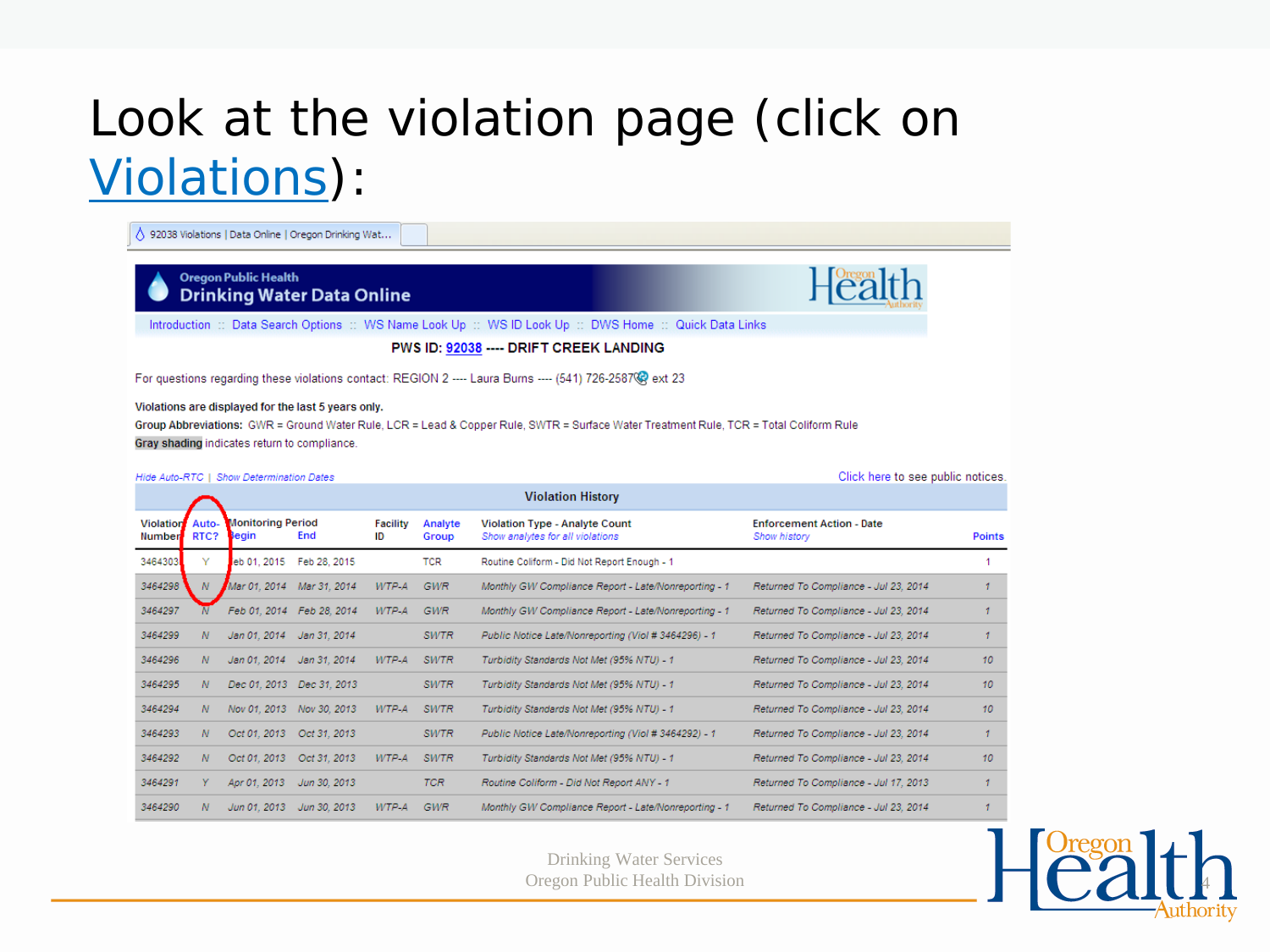# Look at the violation page (click on Violations):

92038 Violations | Data Online | Oregon Drinking Wat...

**Oregon Public Health**
**Drinking Water Data Online**

Introduction :: Data Search Options :: WS Name Look Up :: WS ID Look Up :: DWS Home :: Quick Data Links

**PWS ID: 92038 ---- DRIFT CREEK LANDING**

For questions regarding these violations contact: REGION 2 ---- Laura Burns ---- (541) 726-2587 ext 23

Violations are displayed for the last 5 years only.

Group Abbreviations: GWR = Ground Water Rule, LCR = Lead & Copper Rule, SWTR = Surface Water Treatment Rule, TCR = Total Coliform Rule

Gray shading indicates return to compliance.

Hide Auto-RTC | Show Determination Dates

Click here to see public notices.

**Violation History**

| Violation Number | Auto-RTC? | Monitoring Period Begin | Monitoring Period End | Facility ID | Analyte Group | Violation Type - Analyte Count | Enforcement Action - Date | Points |
|---|---|---|---|---|---|---|---|---|
| 3464303 | Y | Feb 01, 2015 | Feb 28, 2015 | | TCR | Routine Coliform - Did Not Report Enough - 1 | | 1 |
| 3464298 | N | Mar 01, 2014 | Mar 31, 2014 | WTP-A | GWR | Monthly GW Compliance Report - Late/Nonreporting - 1 | Returned To Compliance - Jul 23, 2014 | 1 |
| 3464297 | N | Feb 01, 2014 | Feb 28, 2014 | WTP-A | GWR | Monthly GW Compliance Report - Late/Nonreporting - 1 | Returned To Compliance - Jul 23, 2014 | 1 |
| 3464299 | N | Jan 01, 2014 | Jan 31, 2014 | | SWTR | Public Notice Late/Nonreporting (Viol # 3464296) - 1 | Returned To Compliance - Jul 23, 2014 | 1 |
| 3464296 | N | Jan 01, 2014 | Jan 31, 2014 | WTP-A | SWTR | Turbidity Standards Not Met (95% NTU) - 1 | Returned To Compliance - Jul 23, 2014 | 10 |
| 3464295 | N | Dec 01, 2013 | Dec 31, 2013 | | SWTR | Turbidity Standards Not Met (95% NTU) - 1 | Returned To Compliance - Jul 23, 2014 | 10 |
| 3464294 | N | Nov 01, 2013 | Nov 30, 2013 | WTP-A | SWTR | Turbidity Standards Not Met (95% NTU) - 1 | Returned To Compliance - Jul 23, 2014 | 10 |
| 3464293 | N | Oct 01, 2013 | Oct 31, 2013 | | SWTR | Public Notice Late/Nonreporting (Viol # 3464292) - 1 | Returned To Compliance - Jul 23, 2014 | 1 |
| 3464292 | N | Oct 01, 2013 | Oct 31, 2013 | WTP-A | SWTR | Turbidity Standards Not Met (95% NTU) - 1 | Returned To Compliance - Jul 23, 2014 | 10 |
| 3464291 | Y | Apr 01, 2013 | Jun 30, 2013 | | TCR | Routine Coliform - Did Not Report ANY - 1 | Returned To Compliance - Jul 17, 2013 | 1 |
| 3464290 | N | Jun 01, 2013 | Jun 30, 2013 | WTP-A | GWR | Monthly GW Compliance Report - Late/Nonreporting - 1 | Returned To Compliance - Jul 23, 2014 | 1 |

Drinking Water Services
Oregon Public Health Division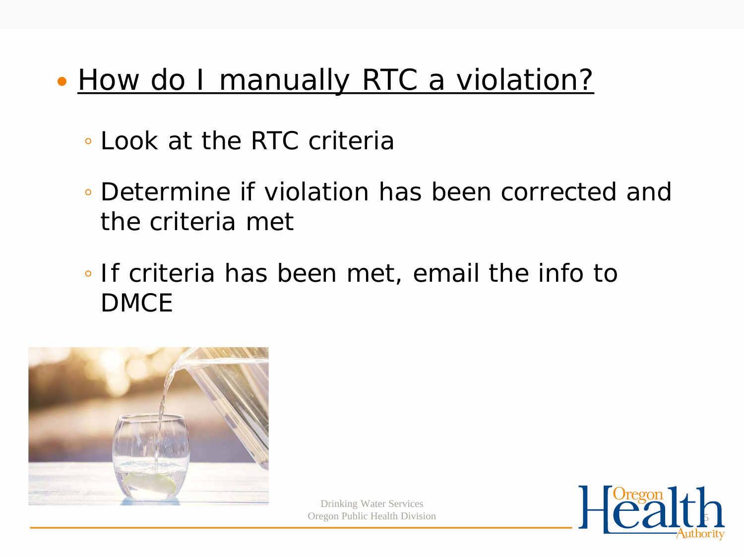- How do I manually RTC a violation?
  - Look at the RTC criteria
  - Determine if violation has been corrected and the criteria met
  - If criteria has been met, email the info to DMCE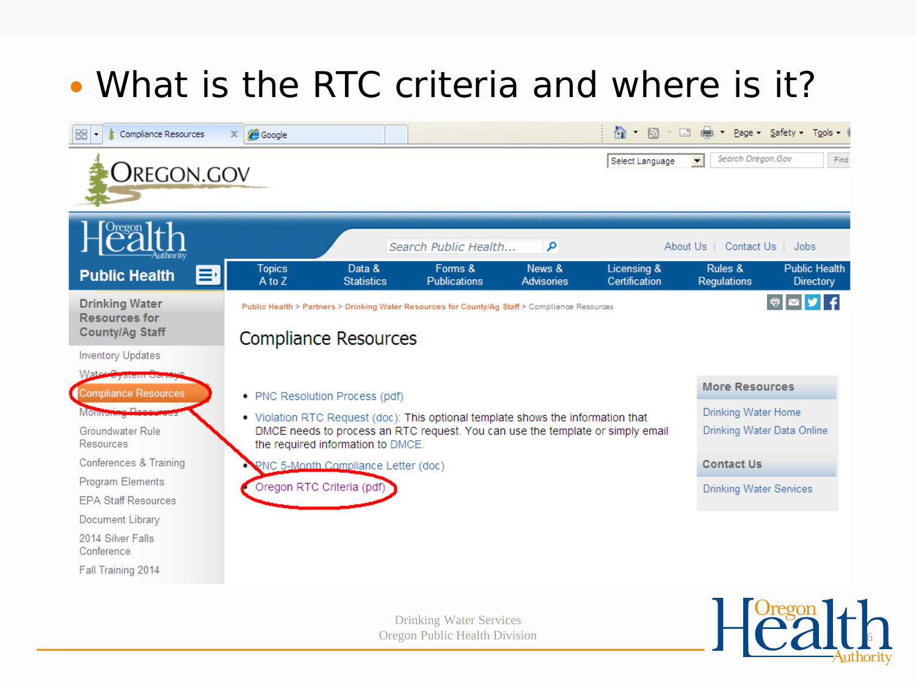- What is the RTC criteria and where is it?

Public Health > Partners > Drinking Water Resources for County/Ag Staff > Compliance Resources

## Compliance Resources

- PNC Resolution Process (pdf)
- Violation RTC Request (doc): This optional template shows the information that DMCE needs to process an RTC request. You can use the template or simply email the required information to DMCE.
- PNC 5-Month Compliance Letter (doc)
- Oregon RTC Criteria (pdf)

**Drinking Water Resources for County/Ag Staff**

- Inventory Updates
- Water System Surveys
- Compliance Resources
- Monitoring Resources
- Groundwater Rule Resources
- Conferences & Training
- Program Elements
- EPA Staff Resources
- Document Library
- 2014 Silver Falls Conference
- Fall Training 2014

**More Resources**

- Drinking Water Home
- Drinking Water Data Online

**Contact Us**

- Drinking Water Services

Drinking Water Services
Oregon Public Health Division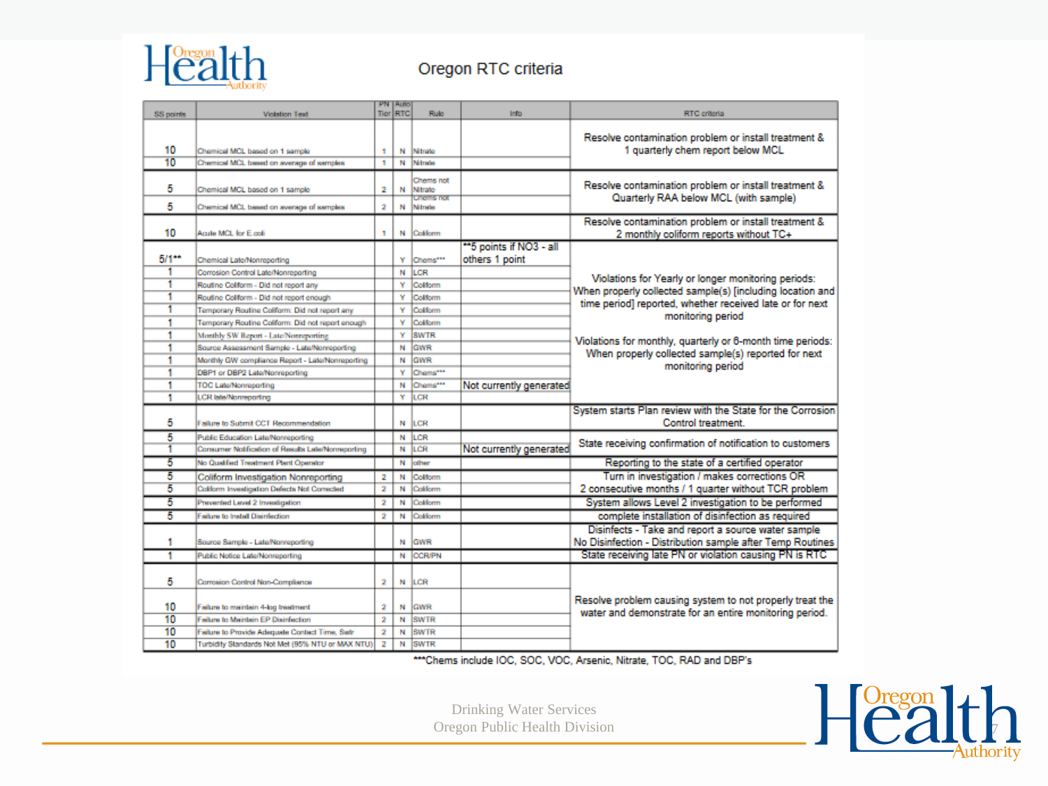# Oregon RTC criteria

| SS points | Violation Text | PN Tier | Auto RTC | Rule | Info | RTC criteria |
|---|---|---|---|---|---|---|
| 10 | Chemical MCL based on 1 sample | 1 | N | Nitrate | | Resolve contamination problem or install treatment & 1 quarterly chem report below MCL |
| 10 | Chemical MCL based on average of samples | 1 | N | Nitrate | | |
| 5 | Chemical MCL based on 1 sample | 2 | N | Chems not Nitrate | | Resolve contamination problem or install treatment & Quarterly RAA below MCL (with sample) |
| 5 | Chemical MCL based on average of samples | 2 | N | Chems not Nitrate | | |
| 10 | Acute MCL for E.coli | 1 | N | Coliform | | Resolve contamination problem or install treatment & 2 monthly coliform reports without TC+ |
| 5/1** | Chemical Late/Nonreporting | | Y | Chems*** | **5 points if NO3 - all others 1 point | Violations for Yearly or longer monitoring periods: When properly collected sample(s) [including location and time period] reported, whether received late or for next monitoring period<br><br>Violations for monthly, quarterly or 6-month time periods: When properly collected sample(s) reported for next monitoring period |
| 1 | Corrosion Control Late/Nonreporting | | N | LCR | | |
| 1 | Routine Coliform - Did not report any | | Y | Coliform | | |
| 1 | Routine Coliform - Did not report enough | | Y | Coliform | | |
| 1 | Temporary Routine Coliform: Did not report any | | Y | Coliform | | |
| 1 | Temporary Routine Coliform: Did not report enough | | Y | Coliform | | |
| 1 | Monthly SW Report - Late/Nonreporting | | Y | SWTR | | |
| 1 | Source Assessment Sample - Late/Nonreporting | | N | GWR | | |
| 1 | Monthly GW compliance Report - Late/Nonreporting | | N | GWR | | |
| 1 | DBP1 or DBP2 Late/Nonreporting | | Y | Chems*** | | |
| 1 | TOC Late/Nonreporting | | N | Chems*** | Not currently generated | |
| 1 | LCR late/Nonreporting | | Y | LCR | | |
| 5 | Failure to Submit CCT Recommendation | | N | LCR | | System starts Plan review with the State for the Corrosion Control treatment. |
| 5 | Public Education Late/Nonreporting | | N | LCR | | State receiving confirmation of notification to customers |
| 1 | Consumer Notification of Results Late/Nonreporting | | N | LCR | Not currently generated | |
| 5 | No Qualified Treatment Plant Operator | | N | other | | Reporting to the state of a certified operator |
| 5 | Coliform Investigation Nonreporting | 2 | N | Coliform | | Turn in investigation / makes corrections OR |
| 5 | Coliform Investigation Defects Not Corrected | 2 | N | Coliform | | 2 consecutive months / 1 quarter without TCR problem |
| 5 | Prevented Level 2 Investigation | 2 | N | Coliform | | System allows Level 2 investigation to be performed |
| 5 | Failure to Install Disinfection | 2 | N | Coliform | | complete installation of disinfection as required |
| 1 | Source Sample - Late/Nonreporting | | N | GWR | | Disinfects - Take and report a source water sample<br>No Disinfection - Distribution sample after Temp Routines |
| 1 | Public Notice Late/Nonreporting | | N | CCR/PN | | State receiving late PN or violation causing PN is RTC |
| 5 | Corrosion Control Non-Compliance | 2 | N | LCR | | Resolve problem causing system to not properly treat the water and demonstrate for an entire monitoring period. |
| 10 | Failure to maintain 4-log treatment | 2 | N | GWR | | |
| 10 | Failure to Maintain EP Disinfection | 2 | N | SWTR | | |
| 10 | Failure to Provide Adequate Contact Time, Swtr | 2 | N | SWTR | | |
| 10 | Turbidity Standards Not Met (95% NTU or MAX NTU) | 2 | N | SWTR | | |

***Chems include IOC, SOC, VOC, Arsenic, Nitrate, TOC, RAD and DBP's

Drinking Water Services
Oregon Public Health Division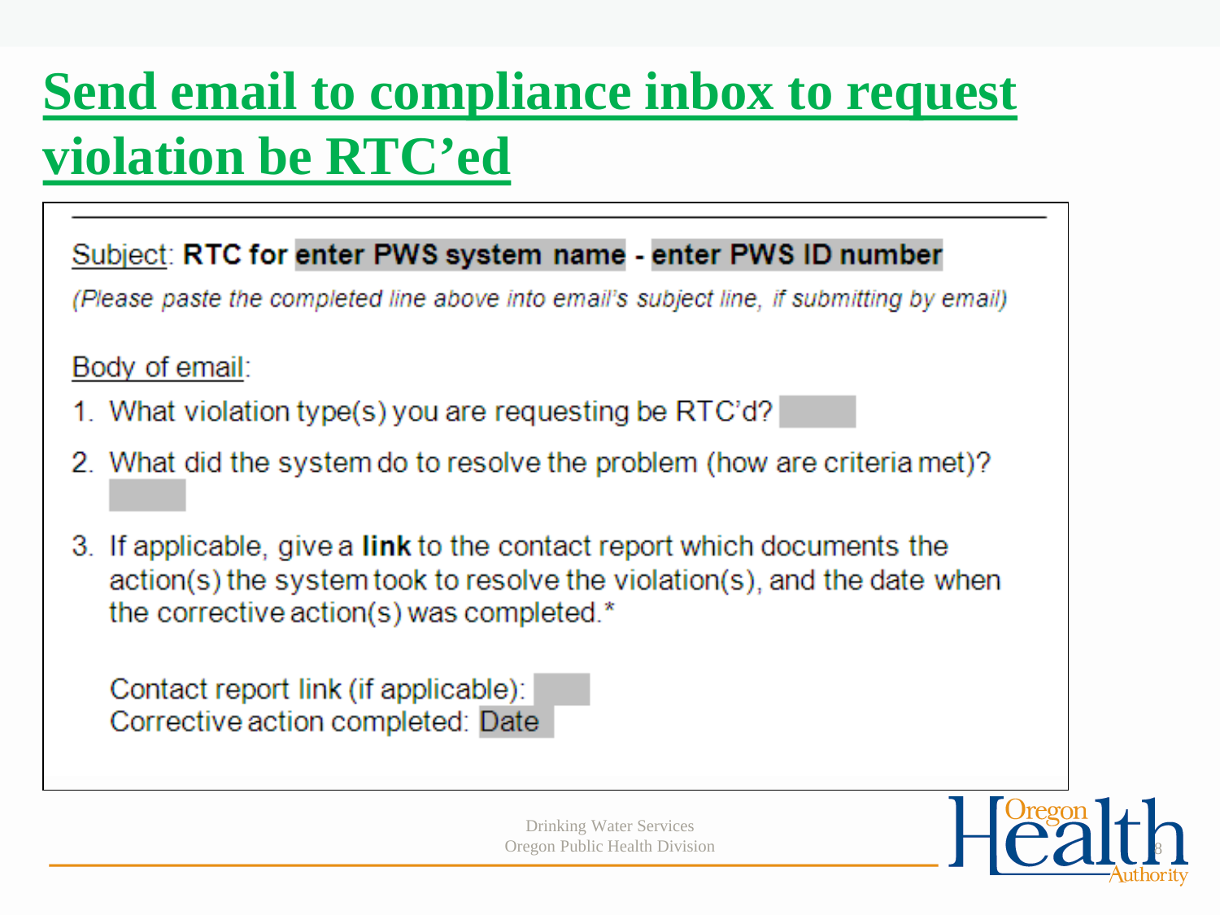# Send email to compliance inbox to request violation be RTC'ed

Subject: **RTC for enter PWS system name - enter PWS ID number**

*(Please paste the completed line above into email's subject line, if submitting by email)*

Body of email:

1. What violation type(s) you are requesting be RTC'd?
2. What did the system do to resolve the problem (how are criteria met)?
3. If applicable, give a **link** to the contact report which documents the action(s) the system took to resolve the violation(s), and the date when the corrective action(s) was completed.*

   Contact report link (if applicable):
   Corrective action completed: Date

Drinking Water Services
Oregon Public Health Division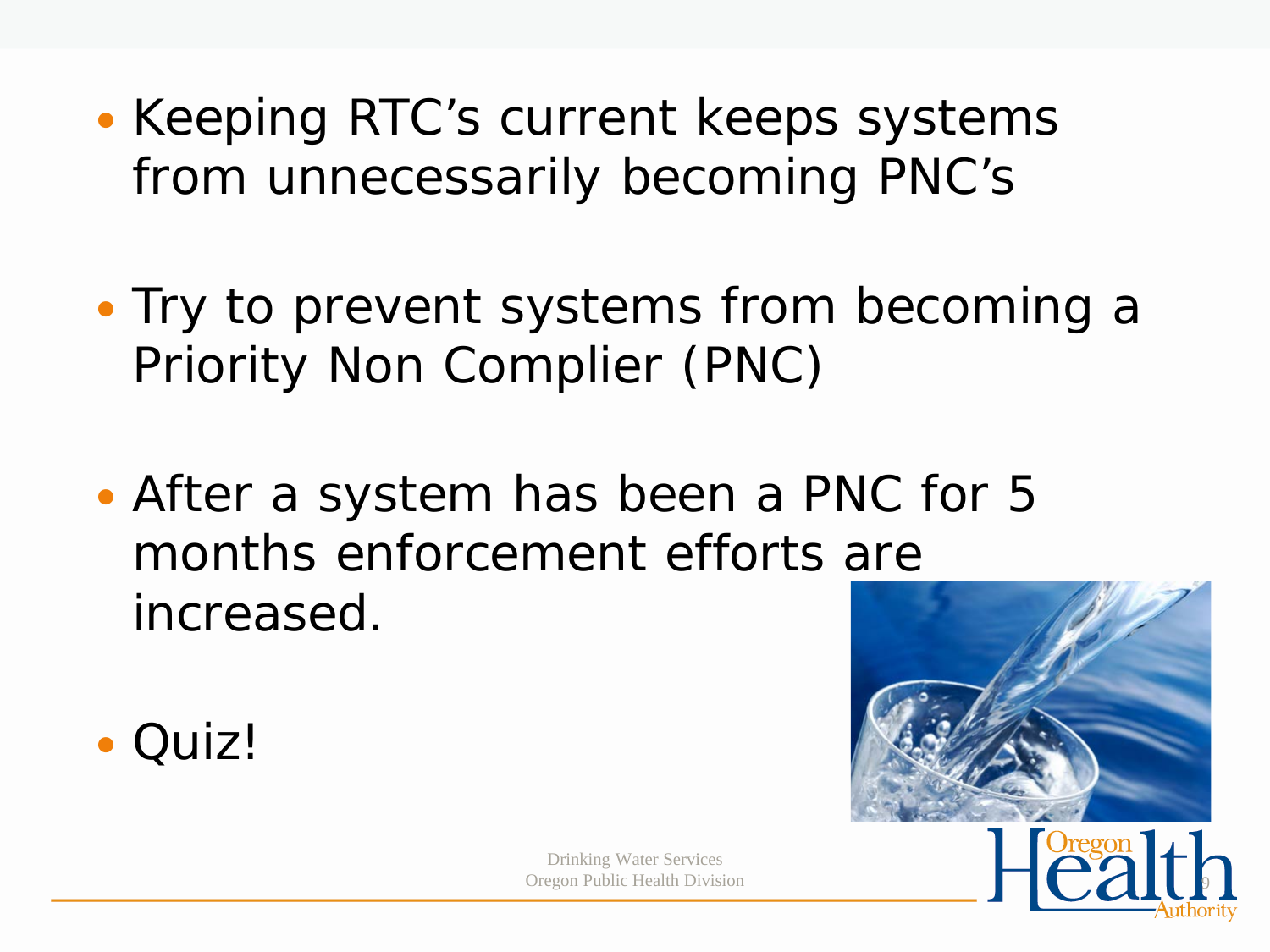- Keeping RTC's current keeps systems from unnecessarily becoming PNC's
- Try to prevent systems from becoming a Priority Non Complier (PNC)
- After a system has been a PNC for 5 months enforcement efforts are increased.
- Quiz!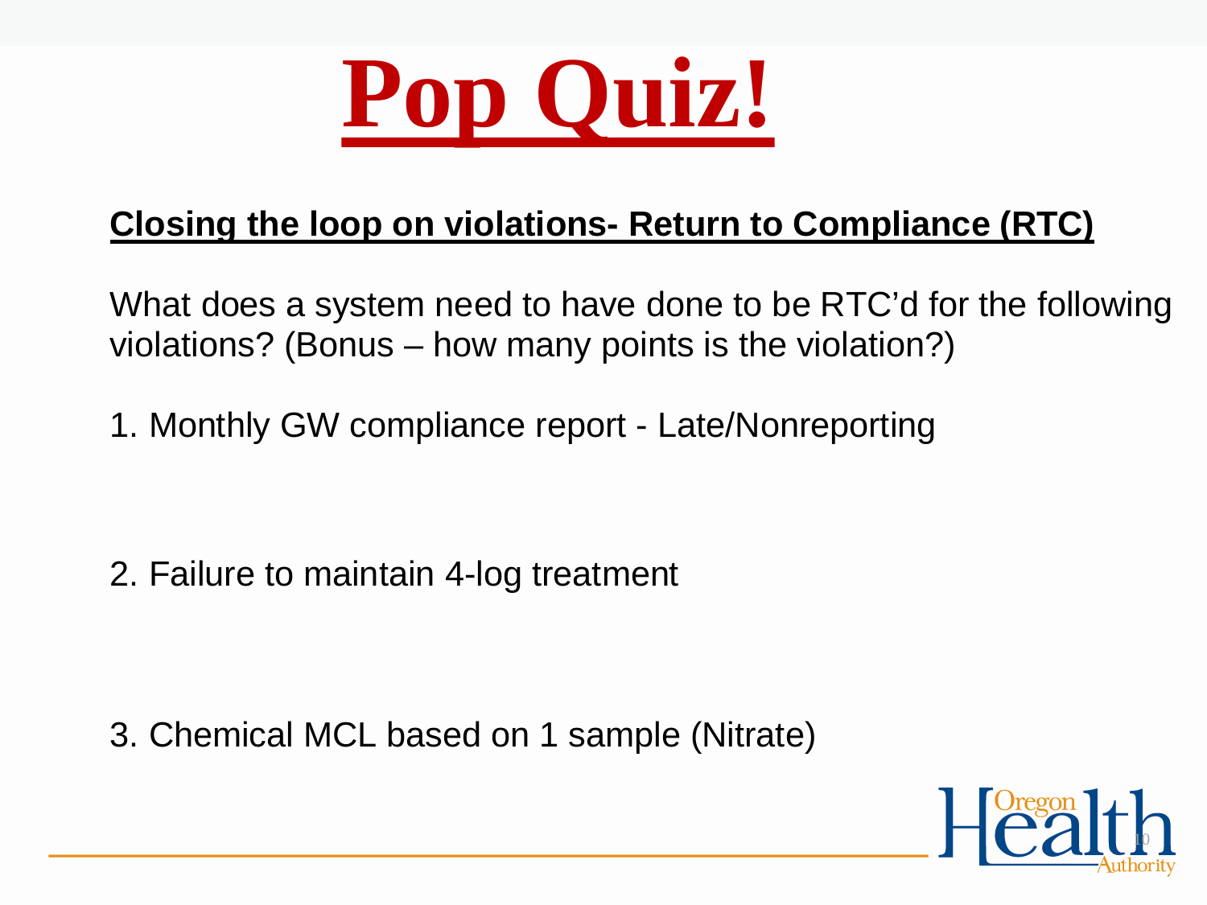# Pop Quiz!

**Closing the loop on violations- Return to Compliance (RTC)**

What does a system need to have done to be RTC'd for the following violations? (Bonus – how many points is the violation?)

1. Monthly GW compliance report - Late/Nonreporting

2. Failure to maintain 4-log treatment

3. Chemical MCL based on 1 sample (Nitrate)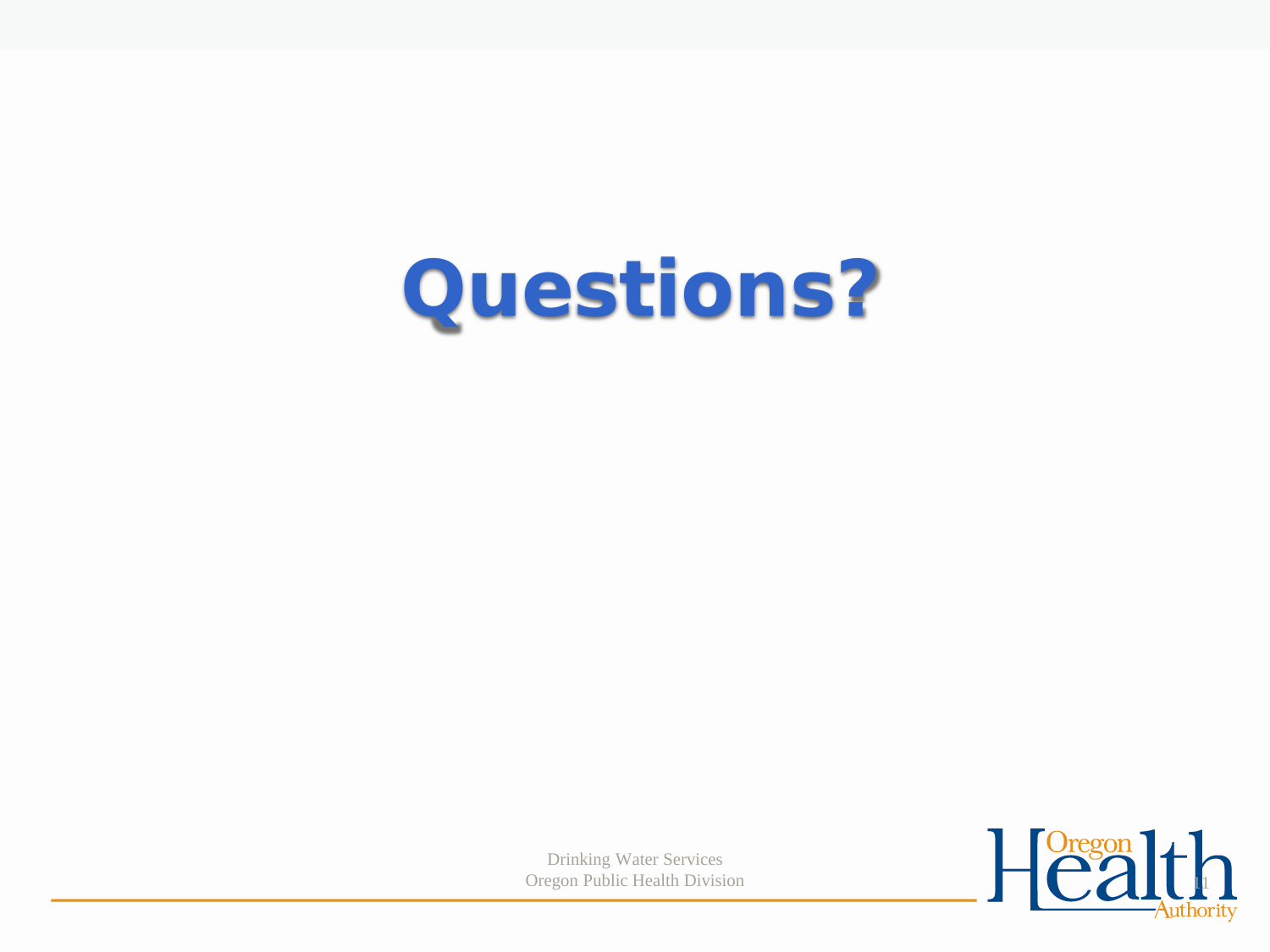# Questions?